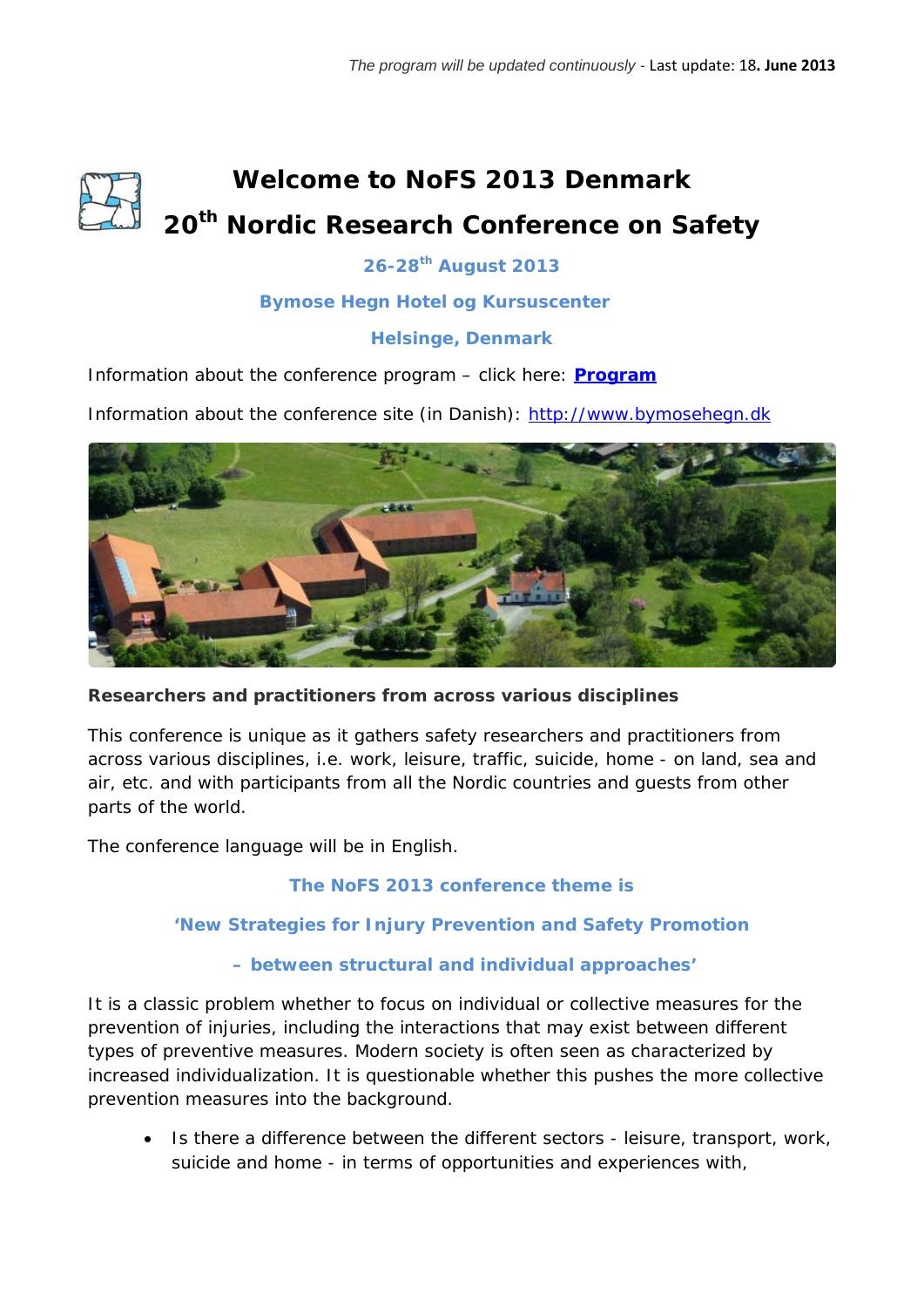*The program will be updated continuously* - Last update: 18**. June 2013**

# Welcome to NoFS 2013 Denmark

# 20th Nordic Research Conference on Safety

**26-28th August 2013**

**Bymose Hegn Hotel og Kursuscenter**

**Helsinge, Denmark**

Information about the conference program – click here: **Program**

Information about the conference site (in Danish): http://www.bymosehegn.dk

**Researchers and practitioners from across various disciplines**

This conference is unique as it gathers safety researchers and practitioners from across various disciplines, i.e. work, leisure, traffic, suicide, home - on land, sea and air, etc. and with participants from all the Nordic countries and guests from other parts of the world.

The conference language will be in English.

**The NoFS 2013 conference theme is**

**'New Strategies for Injury Prevention and Safety Promotion**

**– between structural and individual approaches'**

It is a classic problem whether to focus on individual or collective measures for the prevention of injuries, including the interactions that may exist between different types of preventive measures. Modern society is often seen as characterized by increased individualization. It is questionable whether this pushes the more collective prevention measures into the background.

- Is there a difference between the different sectors - leisure, transport, work, suicide and home - in terms of opportunities and experiences with,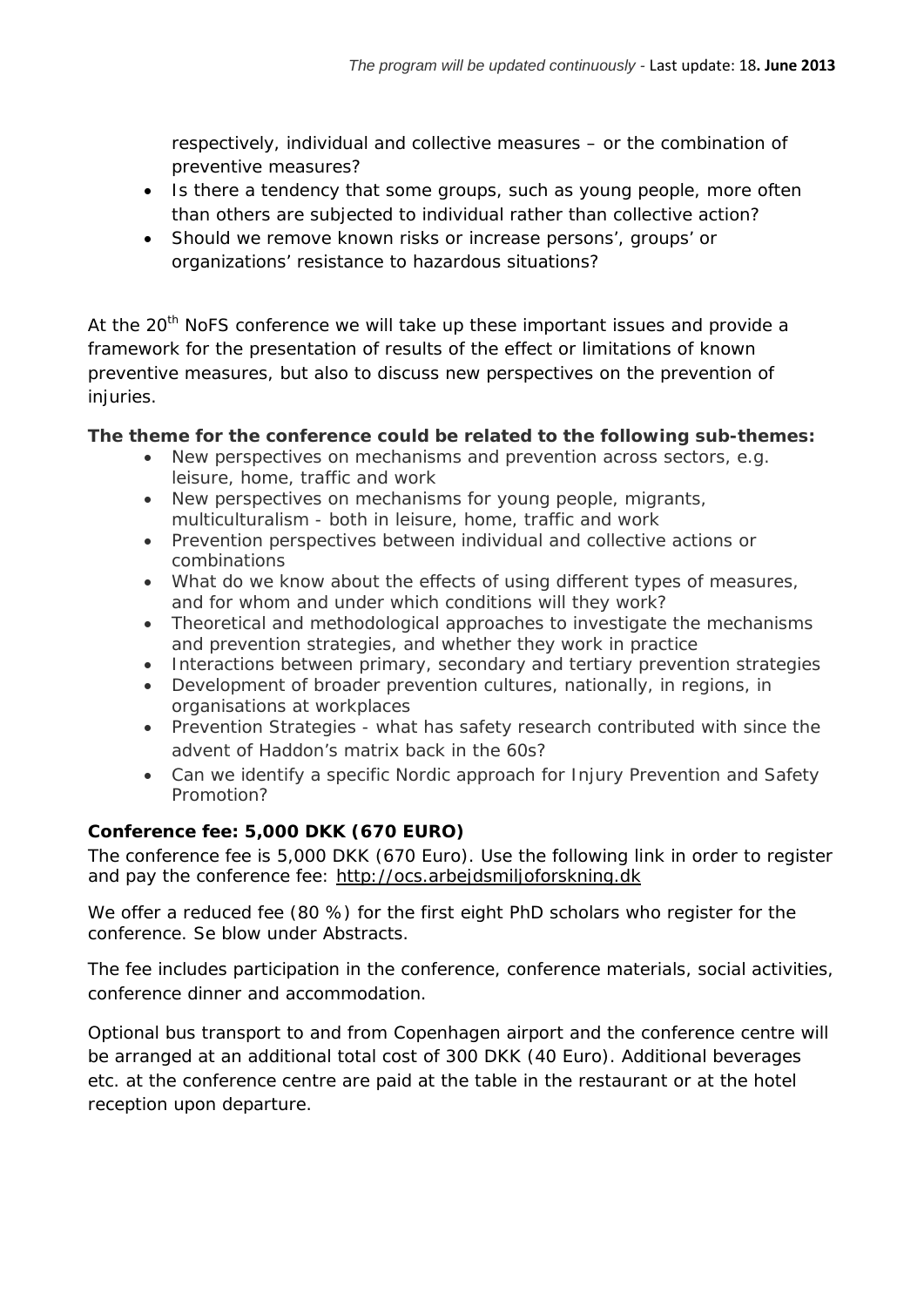respectively, individual and collective measures – or the combination of preventive measures?

- Is there a tendency that some groups, such as young people, more often than others are subjected to individual rather than collective action?
- Should we remove known risks or increase persons', groups' or organizations' resistance to hazardous situations?

At the 20th NoFS conference we will take up these important issues and provide a framework for the presentation of results of the effect or limitations of known preventive measures, but also to discuss new perspectives on the prevention of injuries.

**The theme for the conference could be related to the following sub-themes:**

- New perspectives on mechanisms and prevention across sectors, e.g. leisure, home, traffic and work
- New perspectives on mechanisms for young people, migrants, multiculturalism - both in leisure, home, traffic and work
- Prevention perspectives between individual and collective actions or combinations
- What do we know about the effects of using different types of measures, and for whom and under which conditions will they work?
- Theoretical and methodological approaches to investigate the mechanisms and prevention strategies, and whether they work in practice
- Interactions between primary, secondary and tertiary prevention strategies
- Development of broader prevention cultures, nationally, in regions, in organisations at workplaces
- Prevention Strategies - what has safety research contributed with since the advent of Haddon's matrix back in the 60s?
- Can we identify a specific Nordic approach for Injury Prevention and Safety Promotion?

**Conference fee: 5,000 DKK (670 EURO)**

The conference fee is 5,000 DKK (670 Euro). Use the following link in order to register and pay the conference fee: http://ocs.arbejdsmiljoforskning.dk

We offer a reduced fee (80 %) for the first eight PhD scholars who register for the conference. Se blow under Abstracts.

The fee includes participation in the conference, conference materials, social activities, conference dinner and accommodation.

Optional bus transport to and from Copenhagen airport and the conference centre will be arranged at an additional total cost of 300 DKK (40 Euro). Additional beverages etc. at the conference centre are paid at the table in the restaurant or at the hotel reception upon departure.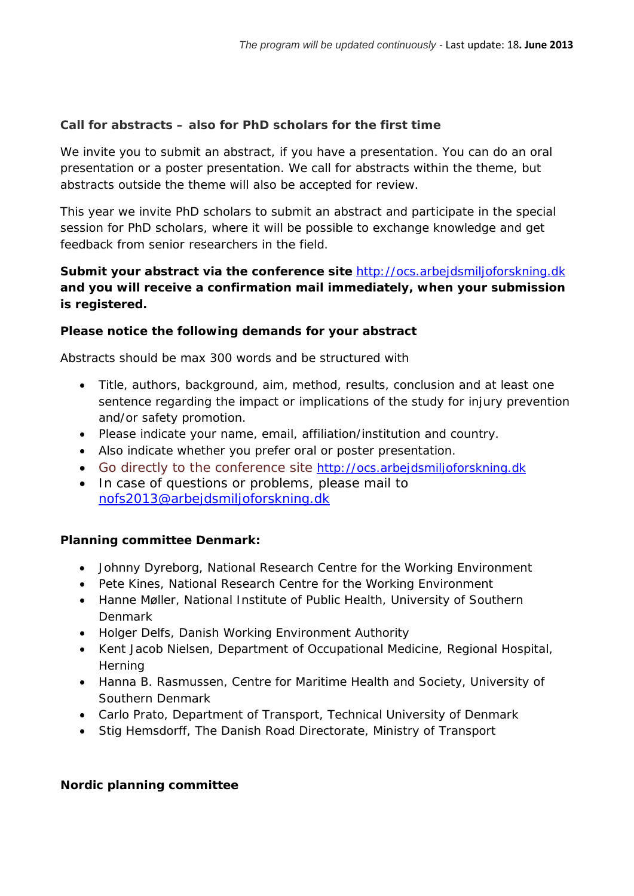### Call for abstracts – also for PhD scholars for the first time

We invite you to submit an abstract, if you have a presentation. You can do an oral presentation or a poster presentation. We call for abstracts within the theme, but abstracts outside the theme will also be accepted for review.

This year we invite PhD scholars to submit an abstract and participate in the special session for PhD scholars, where it will be possible to exchange knowledge and get feedback from senior researchers in the field.

**Submit your abstract via the conference site http://ocs.arbejdsmiljoforskning.dk and you will receive a confirmation mail immediately, when your submission is registered.**

**Please notice the following demands for your abstract**

Abstracts should be max 300 words and be structured with

- Title, authors, background, aim, method, results, conclusion and at least one sentence regarding the impact or implications of the study for injury prevention and/or safety promotion.
- Please indicate your name, email, affiliation/institution and country.
- Also indicate whether you prefer oral or poster presentation.
- Go directly to the conference site http://ocs.arbejdsmiljoforskning.dk
- In case of questions or problems, please mail to nofs2013@arbejdsmiljoforskning.dk

**Planning committee Denmark:**

- Johnny Dyreborg, National Research Centre for the Working Environment
- Pete Kines, National Research Centre for the Working Environment
- Hanne Møller, National Institute of Public Health, University of Southern Denmark
- Holger Delfs, Danish Working Environment Authority
- Kent Jacob Nielsen, Department of Occupational Medicine, Regional Hospital, Herning
- Hanna B. Rasmussen, Centre for Maritime Health and Society, University of Southern Denmark
- Carlo Prato, Department of Transport, Technical University of Denmark
- Stig Hemsdorff, The Danish Road Directorate, Ministry of Transport

**Nordic planning committee**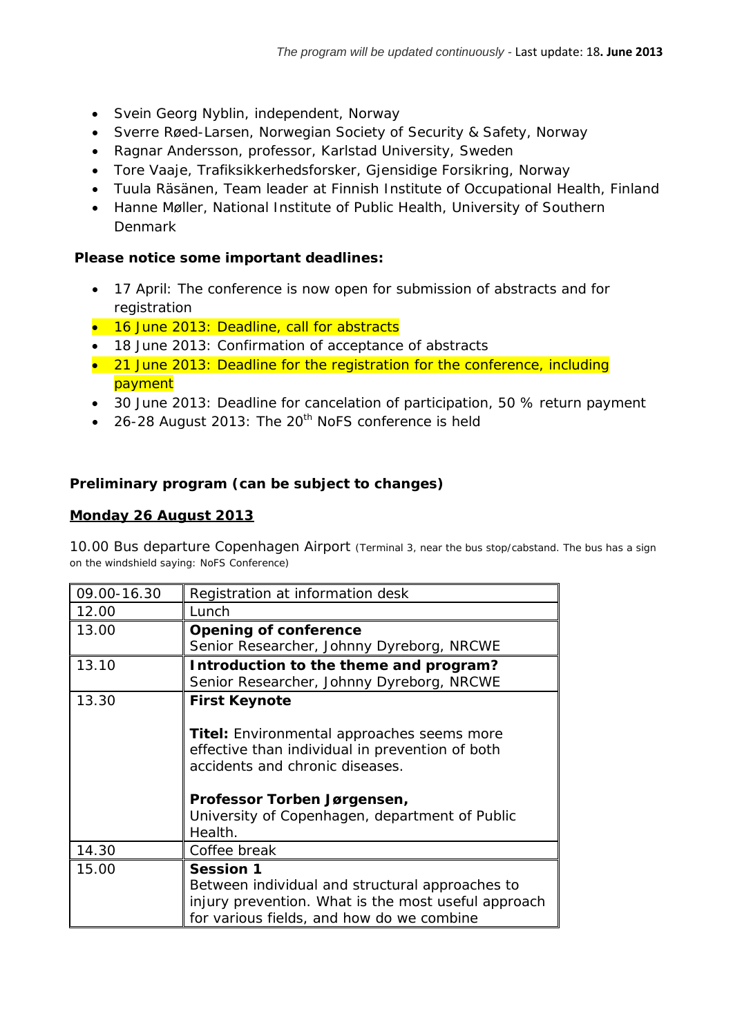- Svein Georg Nyblin, independent, Norway
- Sverre Røed-Larsen, Norwegian Society of Security & Safety, Norway
- Ragnar Andersson, professor, Karlstad University, Sweden
- Tore Vaaje, Trafiksikkerhedsforsker, Gjensidige Forsikring, Norway
- Tuula Räsänen, Team leader at Finnish Institute of Occupational Health, Finland
- Hanne Møller, National Institute of Public Health, University of Southern Denmark

**Please notice some important deadlines:**

- 17 April: The conference is now open for submission of abstracts and for registration
- 16 June 2013: Deadline, call for abstracts
- 18 June 2013: Confirmation of acceptance of abstracts
- 21 June 2013: Deadline for the registration for the conference, including payment
- 30 June 2013: Deadline for cancelation of participation, 50 % return payment
- 26-28 August 2013: The 20th NoFS conference is held

**Preliminary program (can be subject to changes)**

**Monday 26 August 2013**

10.00 Bus departure Copenhagen Airport (Terminal 3, near the bus stop/cabstand. The bus has a sign on the windshield saying: NoFS Conference)

| | |
|---|---|
| 09.00-16.30 | Registration at information desk |
| 12.00 | Lunch |
| 13.00 | **Opening of conference**<br>Senior Researcher, Johnny Dyreborg, NRCWE |
| 13.10 | **Introduction to the theme and program?**<br>Senior Researcher, Johnny Dyreborg, NRCWE |
| 13.30 | **First Keynote**<br><br>**Titel:** Environmental approaches seems more effective than individual in prevention of both accidents and chronic diseases.<br><br>**Professor Torben Jørgensen,**<br>University of Copenhagen, department of Public Health. |
| 14.30 | Coffee break |
| 15.00 | **Session 1**<br>Between individual and structural approaches to injury prevention. What is the most useful approach for various fields, and how do we combine |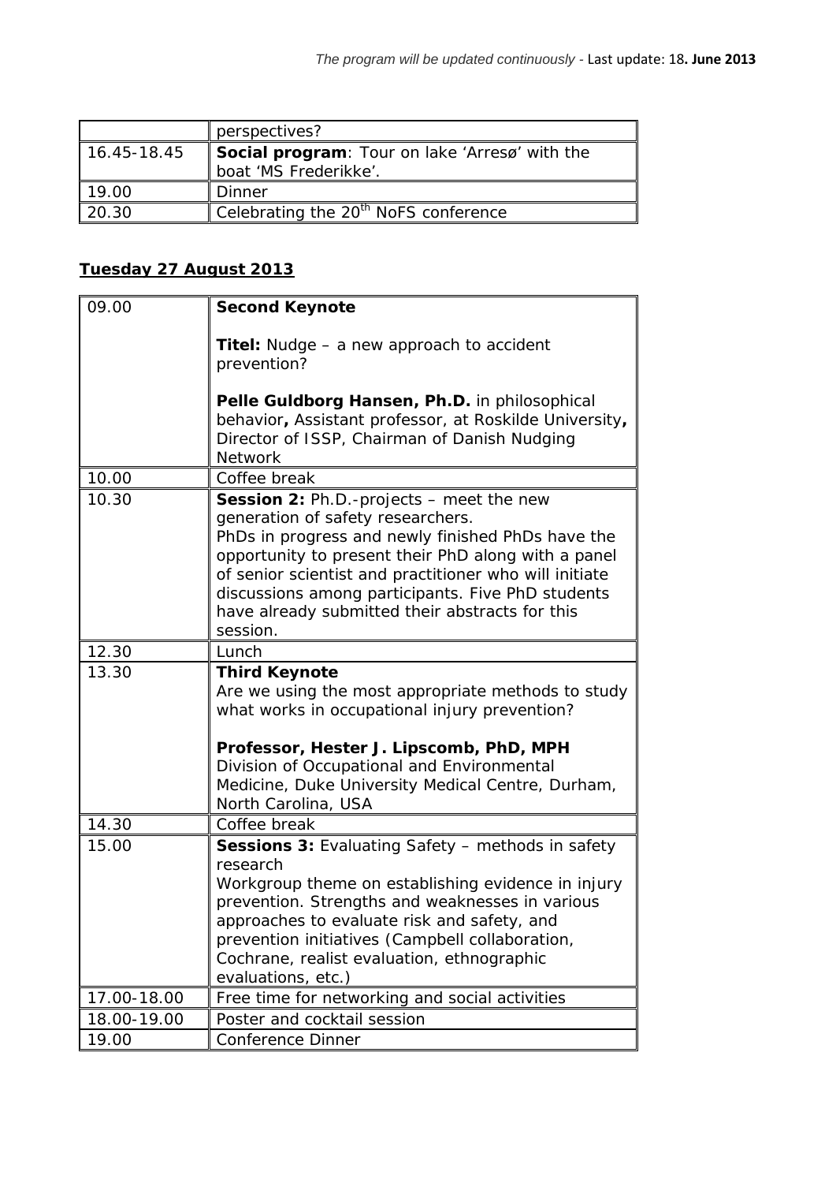| | perspectives? |
|---|---|
| 16.45-18.45 | **Social program**: Tour on lake 'Arresø' with the boat 'MS Frederikke'. |
| 19.00 | Dinner |
| 20.30 | Celebrating the 20[th] NoFS conference |

## Tuesday 27 August 2013

| | |
|---|---|
| 09.00 | **Second Keynote**<br><br>**Titel:** Nudge – a new approach to accident prevention?<br><br>**Pelle Guldborg Hansen, Ph.D.** in philosophical behavior**,** Assistant professor, at Roskilde University**,** Director of ISSP, Chairman of Danish Nudging Network |
| 10.00 | Coffee break |
| 10.30 | **Session 2:** Ph.D.-projects – meet the new generation of safety researchers.<br>PhDs in progress and newly finished PhDs have the opportunity to present their PhD along with a panel of senior scientist and practitioner who will initiate discussions among participants. Five PhD students have already submitted their abstracts for this session. |
| 12.30 | Lunch |
| 13.30 | **Third Keynote**<br>Are we using the most appropriate methods to study what works in occupational injury prevention?<br><br>**Professor, Hester J. Lipscomb, PhD, MPH**<br>Division of Occupational and Environmental Medicine, Duke University Medical Centre, Durham, North Carolina, USA |
| 14.30 | Coffee break |
| 15.00 | **Sessions 3:** Evaluating Safety – methods in safety research<br>Workgroup theme on establishing evidence in injury prevention. Strengths and weaknesses in various approaches to evaluate risk and safety, and prevention initiatives (Campbell collaboration, Cochrane, realist evaluation, ethnographic evaluations, etc.) |
| 17.00-18.00 | Free time for networking and social activities |
| 18.00-19.00 | Poster and cocktail session |
| 19.00 | Conference Dinner |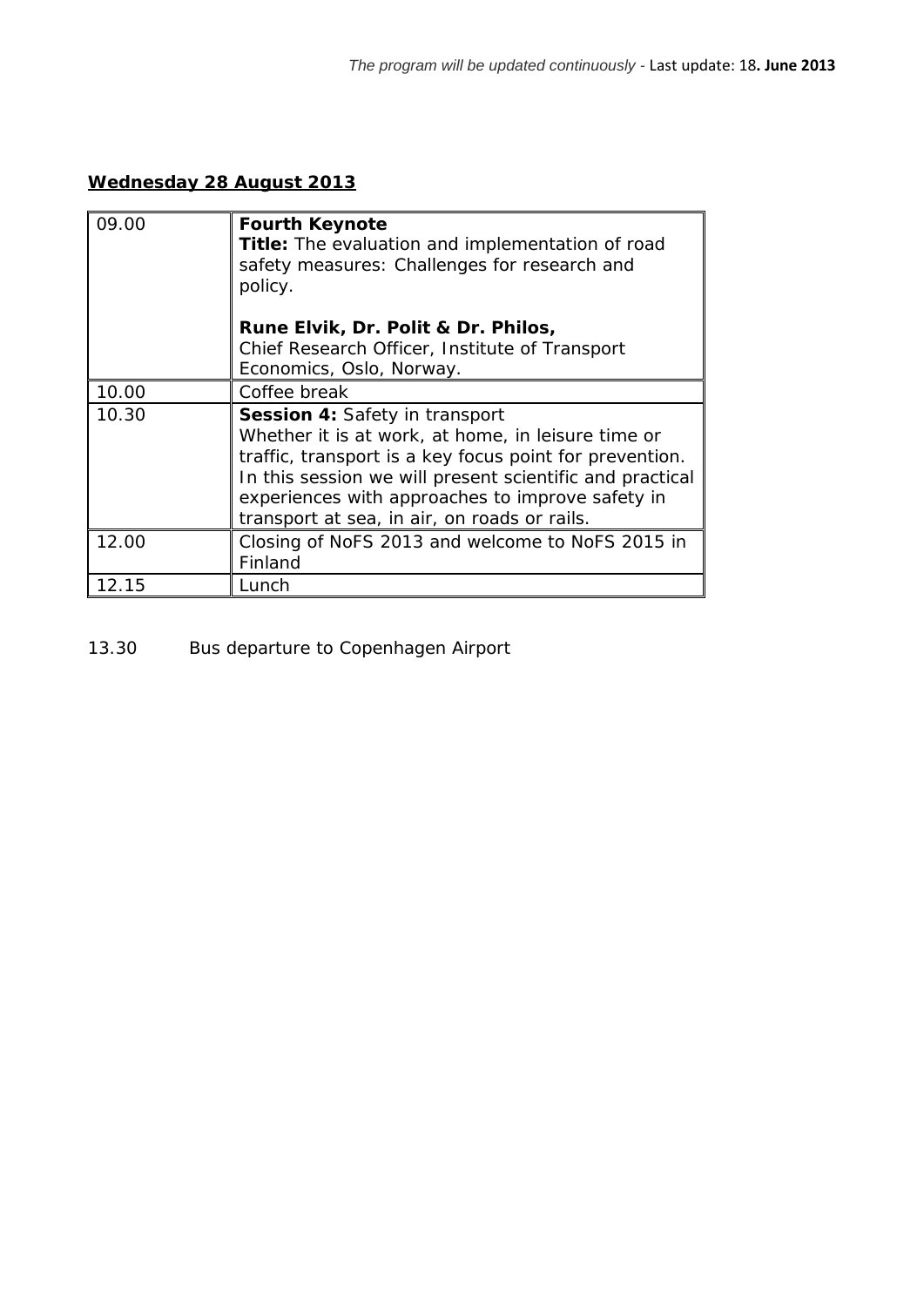*The program will be updated continuously* - Last update: 18**. June 2013**

**Wednesday 28 August 2013**

| | |
|---|---|
| 09.00 | **Fourth Keynote**<br>**Title:** The evaluation and implementation of road safety measures: Challenges for research and policy.<br><br>**Rune Elvik, Dr. Polit & Dr. Philos,**<br>Chief Research Officer, Institute of Transport Economics, Oslo, Norway. |
| 10.00 | Coffee break |
| 10.30 | **Session 4:** Safety in transport<br>Whether it is at work, at home, in leisure time or traffic, transport is a key focus point for prevention. In this session we will present scientific and practical experiences with approaches to improve safety in transport at sea, in air, on roads or rails. |
| 12.00 | Closing of NoFS 2013 and welcome to NoFS 2015 in Finland |
| 12.15 | Lunch |

13.30 Bus departure to Copenhagen Airport